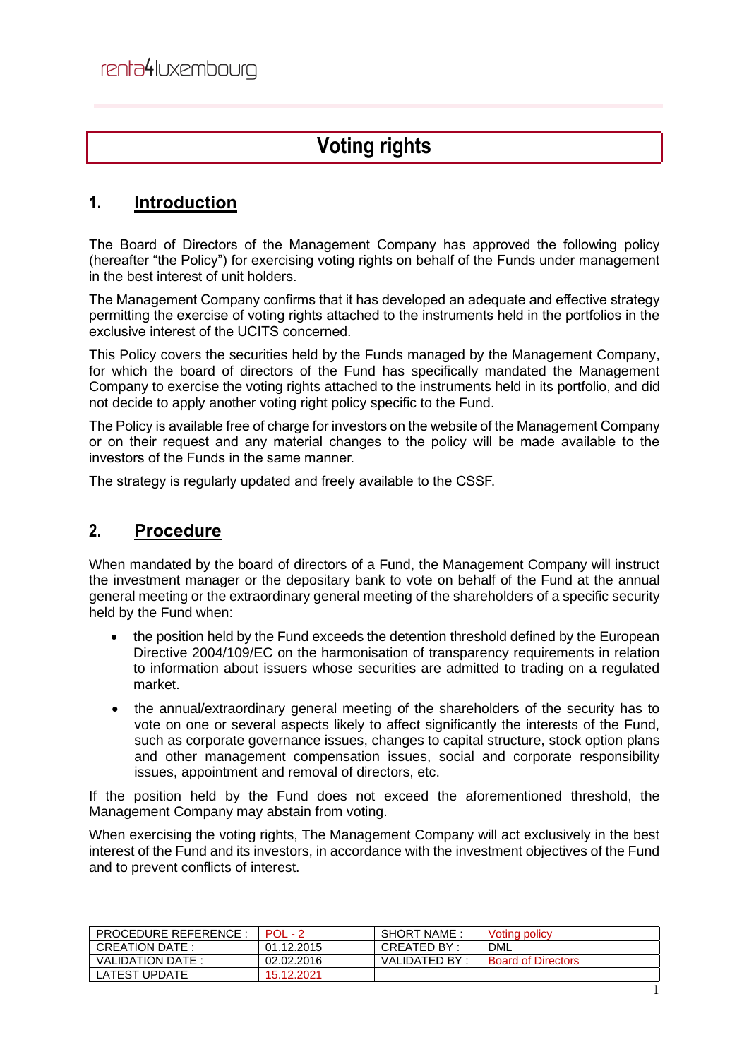# Voting rights

## 1. Introduction

The Board of Directors of the Management Company has approved the following policy (hereafter "the Policy") for exercising voting rights on behalf of the Funds under management in the best interest of unit holders.

The Management Company confirms that it has developed an adequate and effective strategy permitting the exercise of voting rights attached to the instruments held in the portfolios in the exclusive interest of the UCITS concerned.

This Policy covers the securities held by the Funds managed by the Management Company, for which the board of directors of the Fund has specifically mandated the Management Company to exercise the voting rights attached to the instruments held in its portfolio, and did not decide to apply another voting right policy specific to the Fund.

The Policy is available free of charge for investors on the website of the Management Company or on their request and any material changes to the policy will be made available to the investors of the Funds in the same manner.

The strategy is regularly updated and freely available to the CSSF.

## 2. Procedure

When mandated by the board of directors of a Fund, the Management Company will instruct the investment manager or the depositary bank to vote on behalf of the Fund at the annual general meeting or the extraordinary general meeting of the shareholders of a specific security held by the Fund when:

- the position held by the Fund exceeds the detention threshold defined by the European Directive 2004/109/EC on the harmonisation of transparency requirements in relation to information about issuers whose securities are admitted to trading on a regulated market.
- the annual/extraordinary general meeting of the shareholders of the security has to vote on one or several aspects likely to affect significantly the interests of the Fund, such as corporate governance issues, changes to capital structure, stock option plans and other management compensation issues, social and corporate responsibility issues, appointment and removal of directors, etc.

If the position held by the Fund does not exceed the aforementioned threshold, the Management Company may abstain from voting.

When exercising the voting rights, The Management Company will act exclusively in the best interest of the Fund and its investors, in accordance with the investment objectives of the Fund and to prevent conflicts of interest.

| PROCEDURE REFERENCE : | POL - 2 | SHORT NAME : | Voting policy |
|---|---|---|---|
| CREATION DATE : | 01.12.2015 | CREATED BY : | DML |
| VALIDATION DATE : | 02.02.2016 | VALIDATED BY : | Board of Directors |
| LATEST UPDATE | 15.12.2021 | | |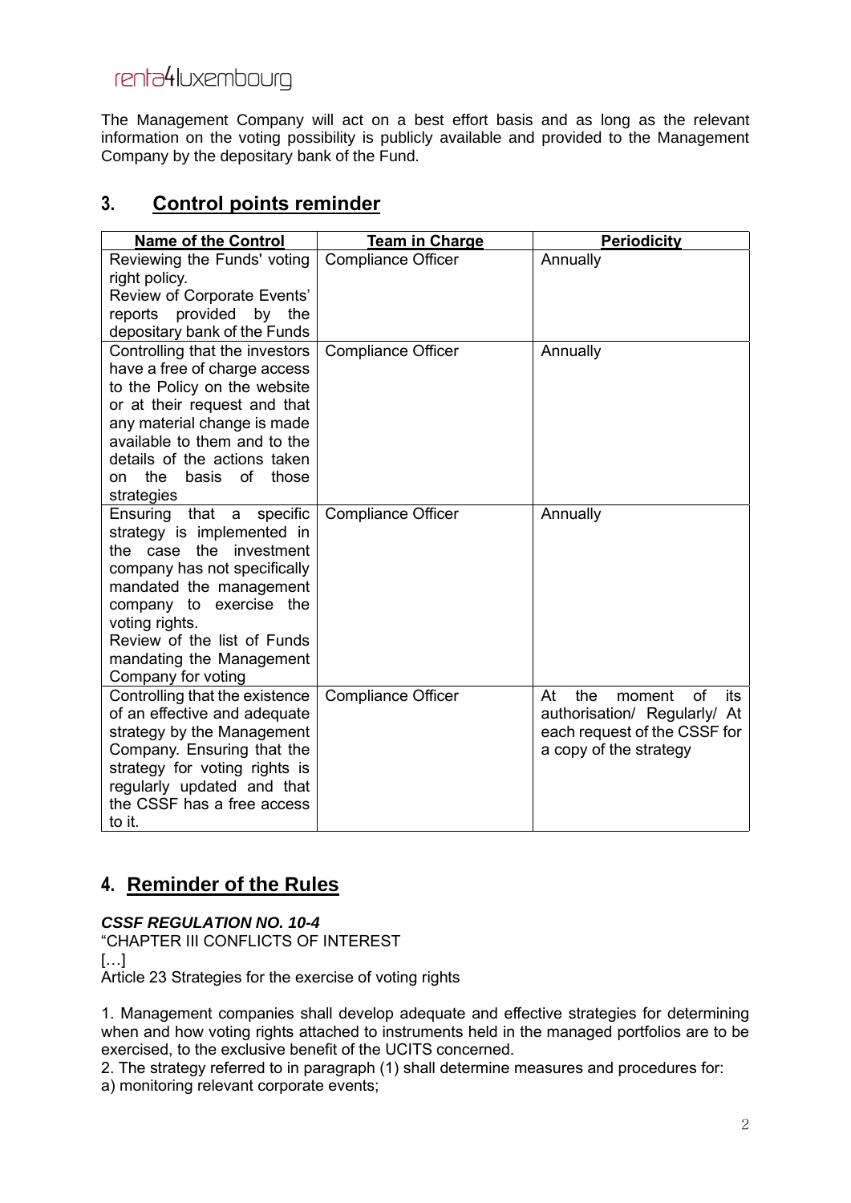The Management Company will act on a best effort basis and as long as the relevant information on the voting possibility is publicly available and provided to the Management Company by the depositary bank of the Fund.

## 3. Control points reminder

| Name of the Control | Team in Charge | Periodicity |
| --- | --- | --- |
| Reviewing the Funds' voting right policy. Review of Corporate Events' reports provided by the depositary bank of the Funds | Compliance Officer | Annually |
| Controlling that the investors have a free of charge access to the Policy on the website or at their request and that any material change is made available to them and to the details of the actions taken on the basis of those strategies | Compliance Officer | Annually |
| Ensuring that a specific strategy is implemented in the case the investment company has not specifically mandated the management company to exercise the voting rights. Review of the list of Funds mandating the Management Company for voting | Compliance Officer | Annually |
| Controlling that the existence of an effective and adequate strategy by the Management Company. Ensuring that the strategy for voting rights is regularly updated and that the CSSF has a free access to it. | Compliance Officer | At the moment of its authorisation/ Regularly/ At each request of the CSSF for a copy of the strategy |

## 4. Reminder of the Rules

***CSSF REGULATION NO. 10-4***

"CHAPTER III CONFLICTS OF INTEREST

[…]

Article 23 Strategies for the exercise of voting rights

1. Management companies shall develop adequate and effective strategies for determining when and how voting rights attached to instruments held in the managed portfolios are to be exercised, to the exclusive benefit of the UCITS concerned.
2. The strategy referred to in paragraph (1) shall determine measures and procedures for:

a) monitoring relevant corporate events;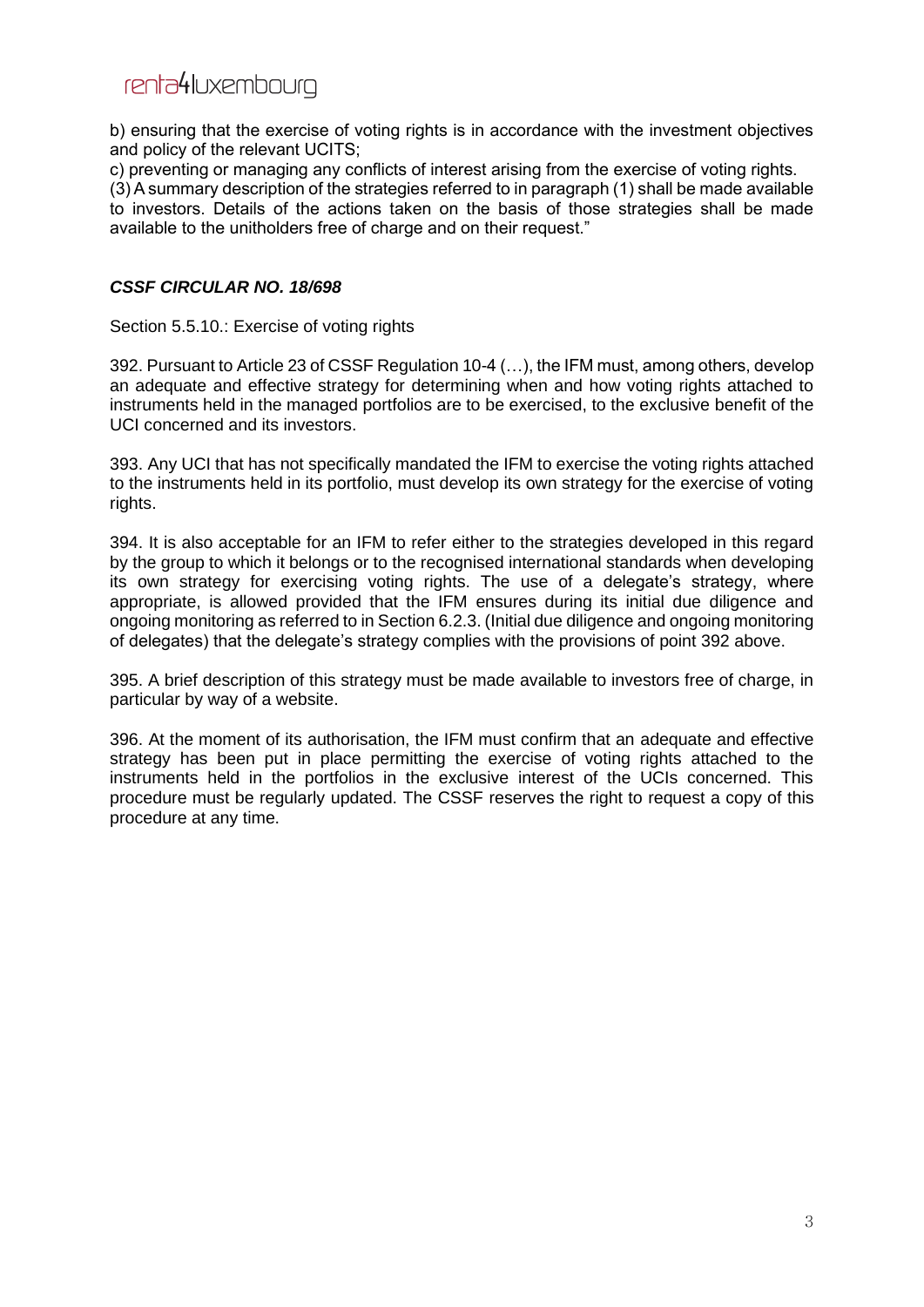b) ensuring that the exercise of voting rights is in accordance with the investment objectives and policy of the relevant UCITS;

c) preventing or managing any conflicts of interest arising from the exercise of voting rights.

(3) A summary description of the strategies referred to in paragraph (1) shall be made available to investors. Details of the actions taken on the basis of those strategies shall be made available to the unitholders free of charge and on their request."

### *CSSF CIRCULAR NO. 18/698*

Section 5.5.10.: Exercise of voting rights

392. Pursuant to Article 23 of CSSF Regulation 10-4 (…), the IFM must, among others, develop an adequate and effective strategy for determining when and how voting rights attached to instruments held in the managed portfolios are to be exercised, to the exclusive benefit of the UCI concerned and its investors.

393. Any UCI that has not specifically mandated the IFM to exercise the voting rights attached to the instruments held in its portfolio, must develop its own strategy for the exercise of voting rights.

394. It is also acceptable for an IFM to refer either to the strategies developed in this regard by the group to which it belongs or to the recognised international standards when developing its own strategy for exercising voting rights. The use of a delegate's strategy, where appropriate, is allowed provided that the IFM ensures during its initial due diligence and ongoing monitoring as referred to in Section 6.2.3. (Initial due diligence and ongoing monitoring of delegates) that the delegate's strategy complies with the provisions of point 392 above.

395. A brief description of this strategy must be made available to investors free of charge, in particular by way of a website.

396. At the moment of its authorisation, the IFM must confirm that an adequate and effective strategy has been put in place permitting the exercise of voting rights attached to the instruments held in the portfolios in the exclusive interest of the UCIs concerned. This procedure must be regularly updated. The CSSF reserves the right to request a copy of this procedure at any time.